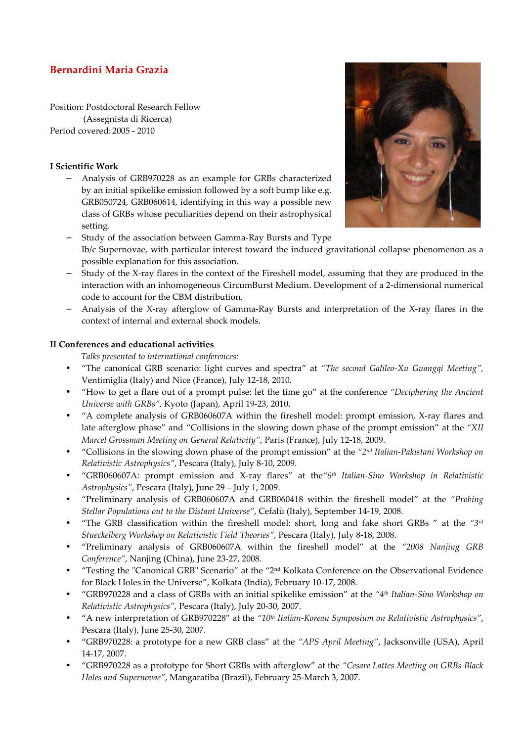# Bernardini Maria Grazia

Position: Postdoctoral Research Fellow
(Assegnista di Ricerca)
Period covered: 2005 - 2010

### I Scientific Work

- Analysis of GRB970228 as an example for GRBs characterized by an initial spikelike emission followed by a soft bump like e.g. GRB050724, GRB060614, identifying in this way a possible new class of GRBs whose peculiarities depend on their astrophysical setting.
- Study of the association between Gamma-Ray Bursts and Type Ib/c Supernovae, with particular interest toward the induced gravitational collapse phenomenon as a possible explanation for this association.
- Study of the X-ray flares in the context of the Fireshell model, assuming that they are produced in the interaction with an inhomogeneous CircumBurst Medium. Development of a 2-dimensional numerical code to account for the CBM distribution.
- Analysis of the X-ray afterglow of Gamma-Ray Bursts and interpretation of the X-ray flares in the context of internal and external shock models.

### II Conferences and educational activities

*Talks presented to international conferences:*

- "The canonical GRB scenario: light curves and spectra" at *"The second Galileo-Xu Guangqi Meeting"*, Ventimiglia (Italy) and Nice (France), July 12-18, 2010.
- "How to get a flare out of a prompt pulse: let the time go" at the conference *"Deciphering the Ancient Universe with GRBs"*, Kyoto (Japan), April 19-23, 2010.
- "A complete analysis of GRB060607A within the fireshell model: prompt emission, X-ray flares and late afterglow phase" and "Collisions in the slowing down phase of the prompt emission" at the *"XII Marcel Grossman Meeting on General Relativity"*, Paris (France), July 12-18, 2009.
- "Collisions in the slowing down phase of the prompt emission" at the *"2nd Italian-Pakistani Workshop on Relativistic Astrophysics"*, Pescara (Italy), July 8-10, 2009.
- "GRB060607A: prompt emission and X-ray flares" at the *"6th Italian-Sino Workshop in Relativistic Astrophysics"*, Pescara (Italy), June 29 – July 1, 2009.
- "Preliminary analysis of GRB060607A and GRB060418 within the fireshell model" at the *"Probing Stellar Populations out to the Distant Universe"*, Cefalù (Italy), September 14-19, 2008.
- "The GRB classification within the fireshell model: short, long and fake short GRBs " at the *"3rd Stueckelberg Workshop on Relativistic Field Theories"*, Pescara (Italy), July 8-18, 2008.
- "Preliminary analysis of GRB060607A within the fireshell model" at the *"2008 Nanjing GRB Conference"*, Nanjing (China), June 23-27, 2008.
- "Testing the "Canonical GRB" Scenario" at the "2nd Kolkata Conference on the Observational Evidence for Black Holes in the Universe", Kolkata (India), February 10-17, 2008.
- "GRB970228 and a class of GRBs with an initial spikelike emission" at the *"4th Italian-Sino Workshop on Relativistic Astrophysics"*, Pescara (Italy), July 20-30, 2007.
- "A new interpretation of GRB970228" at the *"10th Italian-Korean Symposium on Relativistic Astrophysics"*, Pescara (Italy), June 25-30, 2007.
- "GRB970228: a prototype for a new GRB class" at the *"APS April Meeting"*, Jacksonville (USA), April 14-17, 2007.
- "GRB970228 as a prototype for Short GRBs with afterglow" at the *"Cesare Lattes Meeting on GRBs Black Holes and Supernovae"*, Mangaratiba (Brazil), February 25-March 3, 2007.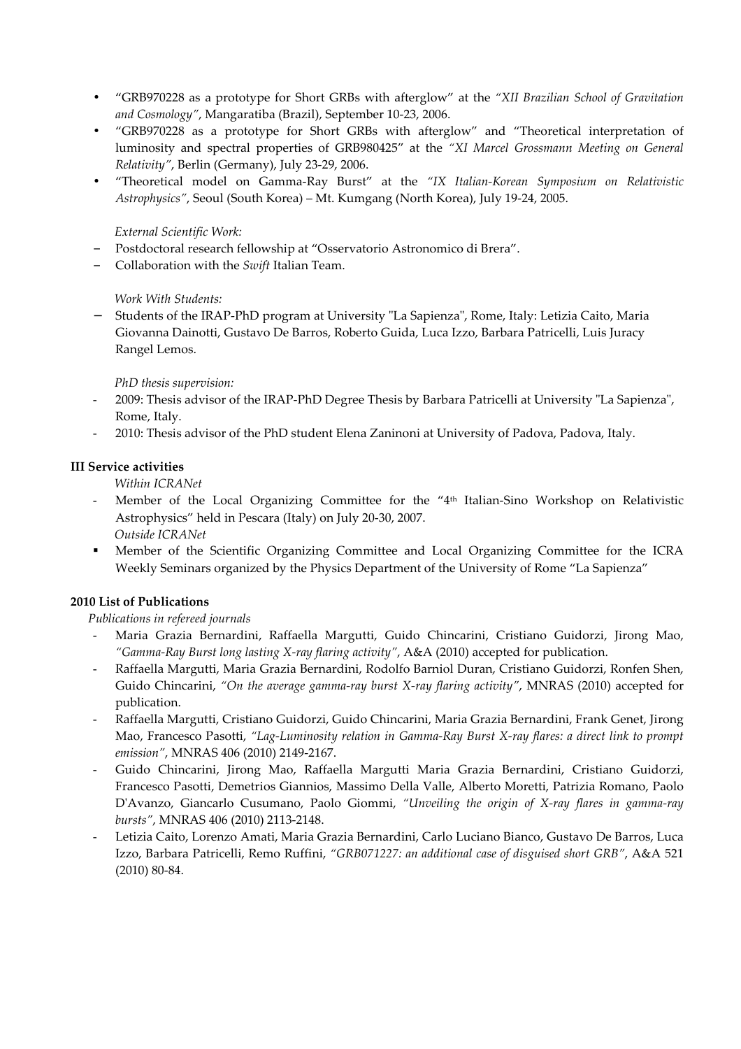- "GRB970228 as a prototype for Short GRBs with afterglow" at the *"XII Brazilian School of Gravitation and Cosmology"*, Mangaratiba (Brazil), September 10-23, 2006.
- "GRB970228 as a prototype for Short GRBs with afterglow" and "Theoretical interpretation of luminosity and spectral properties of GRB980425" at the *"XI Marcel Grossmann Meeting on General Relativity"*, Berlin (Germany), July 23-29, 2006.
- "Theoretical model on Gamma-Ray Burst" at the *"IX Italian-Korean Symposium on Relativistic Astrophysics"*, Seoul (South Korea) – Mt. Kumgang (North Korea), July 19-24, 2005.

*External Scientific Work:*

- Postdoctoral research fellowship at "Osservatorio Astronomico di Brera".
- Collaboration with the *Swift* Italian Team.

*Work With Students:*

- Students of the IRAP-PhD program at University "La Sapienza", Rome, Italy: Letizia Caito, Maria Giovanna Dainotti, Gustavo De Barros, Roberto Guida, Luca Izzo, Barbara Patricelli, Luis Juracy Rangel Lemos.

*PhD thesis supervision:*

- 2009: Thesis advisor of the IRAP-PhD Degree Thesis by Barbara Patricelli at University "La Sapienza", Rome, Italy.
- 2010: Thesis advisor of the PhD student Elena Zaninoni at University of Padova, Padova, Italy.

**III Service activities**

*Within ICRANet*

- Member of the Local Organizing Committee for the "4th Italian-Sino Workshop on Relativistic Astrophysics" held in Pescara (Italy) on July 20-30, 2007.

*Outside ICRANet*

- Member of the Scientific Organizing Committee and Local Organizing Committee for the ICRA Weekly Seminars organized by the Physics Department of the University of Rome "La Sapienza"

**2010 List of Publications**

*Publications in refereed journals*

- Maria Grazia Bernardini, Raffaella Margutti, Guido Chincarini, Cristiano Guidorzi, Jirong Mao, *"Gamma-Ray Burst long lasting X-ray flaring activity"*, A&A (2010) accepted for publication.
- Raffaella Margutti, Maria Grazia Bernardini, Rodolfo Barniol Duran, Cristiano Guidorzi, Ronfen Shen, Guido Chincarini, *"On the average gamma-ray burst X-ray flaring activity"*, MNRAS (2010) accepted for publication.
- Raffaella Margutti, Cristiano Guidorzi, Guido Chincarini, Maria Grazia Bernardini, Frank Genet, Jirong Mao, Francesco Pasotti, *"Lag-Luminosity relation in Gamma-Ray Burst X-ray flares: a direct link to prompt emission"*, MNRAS 406 (2010) 2149-2167.
- Guido Chincarini, Jirong Mao, Raffaella Margutti Maria Grazia Bernardini, Cristiano Guidorzi, Francesco Pasotti, Demetrios Giannios, Massimo Della Valle, Alberto Moretti, Patrizia Romano, Paolo D'Avanzo, Giancarlo Cusumano, Paolo Giommi, *"Unveiling the origin of X-ray flares in gamma-ray bursts"*, MNRAS 406 (2010) 2113-2148.
- Letizia Caito, Lorenzo Amati, Maria Grazia Bernardini, Carlo Luciano Bianco, Gustavo De Barros, Luca Izzo, Barbara Patricelli, Remo Ruffini, *"GRB071227: an additional case of disguised short GRB"*, A&A 521 (2010) 80-84.